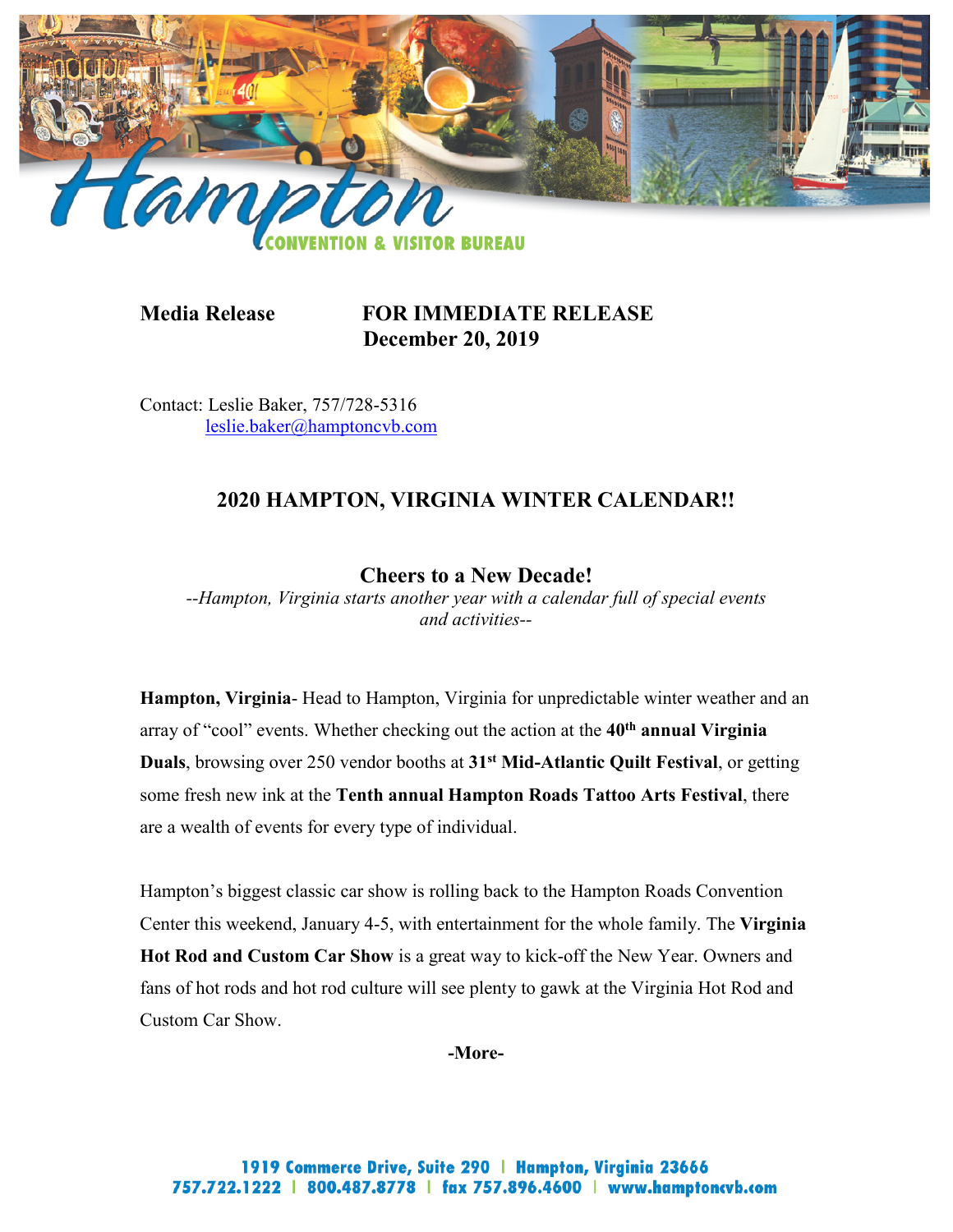**Media Release** **FOR IMMEDIATE RELEASE**
**December 20, 2019**

Contact: Leslie Baker, 757/728-5316
leslie.baker@hamptoncvb.com

## 2020 HAMPTON, VIRGINIA WINTER CALENDAR!!

### Cheers to a New Decade!

*--Hampton, Virginia starts another year with a calendar full of special events and activities--*

**Hampton, Virginia**- Head to Hampton, Virginia for unpredictable winter weather and an array of "cool" events. Whether checking out the action at the **40th annual Virginia Duals**, browsing over 250 vendor booths at **31st Mid-Atlantic Quilt Festival**, or getting some fresh new ink at the **Tenth annual Hampton Roads Tattoo Arts Festival**, there are a wealth of events for every type of individual.

Hampton's biggest classic car show is rolling back to the Hampton Roads Convention Center this weekend, January 4-5, with entertainment for the whole family. The **Virginia Hot Rod and Custom Car Show** is a great way to kick-off the New Year. Owners and fans of hot rods and hot rod culture will see plenty to gawk at the Virginia Hot Rod and Custom Car Show.

**-More-**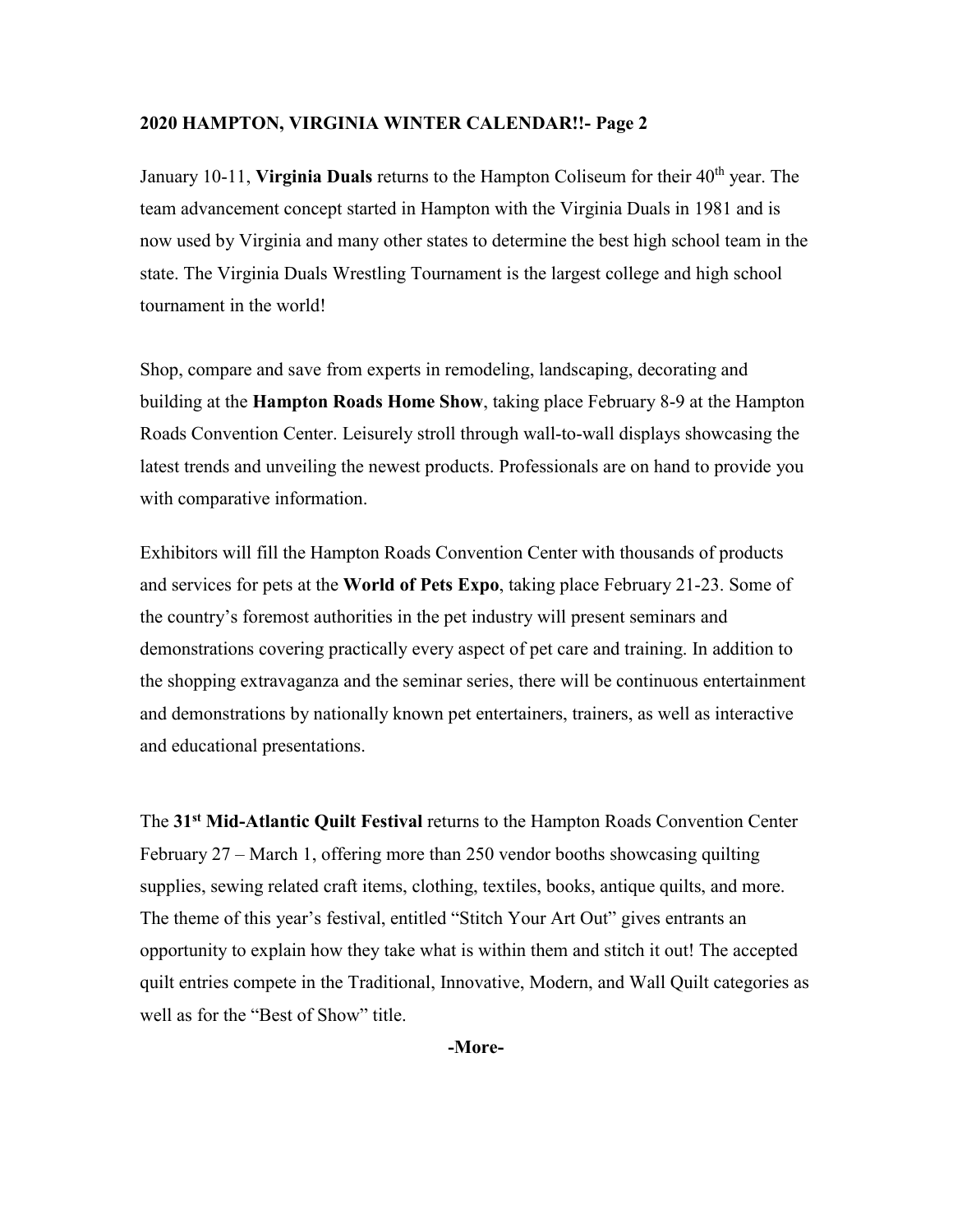**2020 HAMPTON, VIRGINIA WINTER CALENDAR!!- Page 2**

January 10-11, **Virginia Duals** returns to the Hampton Coliseum for their 40th year. The team advancement concept started in Hampton with the Virginia Duals in 1981 and is now used by Virginia and many other states to determine the best high school team in the state. The Virginia Duals Wrestling Tournament is the largest college and high school tournament in the world!

Shop, compare and save from experts in remodeling, landscaping, decorating and building at the **Hampton Roads Home Show**, taking place February 8-9 at the Hampton Roads Convention Center. Leisurely stroll through wall-to-wall displays showcasing the latest trends and unveiling the newest products. Professionals are on hand to provide you with comparative information.

Exhibitors will fill the Hampton Roads Convention Center with thousands of products and services for pets at the **World of Pets Expo**, taking place February 21-23. Some of the country's foremost authorities in the pet industry will present seminars and demonstrations covering practically every aspect of pet care and training. In addition to the shopping extravaganza and the seminar series, there will be continuous entertainment and demonstrations by nationally known pet entertainers, trainers, as well as interactive and educational presentations.

The **31st Mid-Atlantic Quilt Festival** returns to the Hampton Roads Convention Center February 27 – March 1, offering more than 250 vendor booths showcasing quilting supplies, sewing related craft items, clothing, textiles, books, antique quilts, and more. The theme of this year's festival, entitled "Stitch Your Art Out" gives entrants an opportunity to explain how they take what is within them and stitch it out! The accepted quilt entries compete in the Traditional, Innovative, Modern, and Wall Quilt categories as well as for the "Best of Show" title.

**-More-**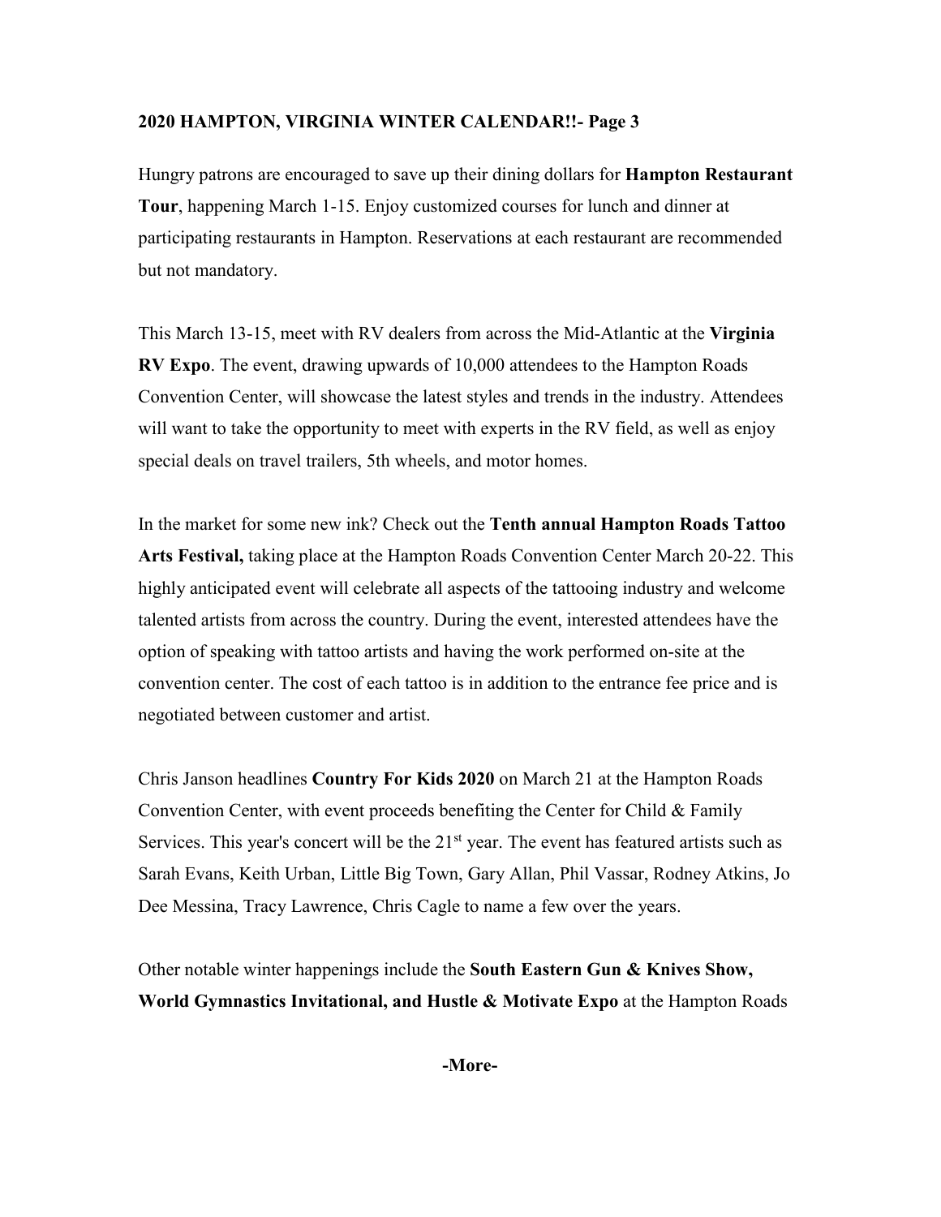**2020 HAMPTON, VIRGINIA WINTER CALENDAR!!- Page 3**

Hungry patrons are encouraged to save up their dining dollars for **Hampton Restaurant Tour**, happening March 1-15. Enjoy customized courses for lunch and dinner at participating restaurants in Hampton. Reservations at each restaurant are recommended but not mandatory.

This March 13-15, meet with RV dealers from across the Mid-Atlantic at the **Virginia RV Expo**. The event, drawing upwards of 10,000 attendees to the Hampton Roads Convention Center, will showcase the latest styles and trends in the industry. Attendees will want to take the opportunity to meet with experts in the RV field, as well as enjoy special deals on travel trailers, 5th wheels, and motor homes.

In the market for some new ink? Check out the **Tenth annual Hampton Roads Tattoo Arts Festival,** taking place at the Hampton Roads Convention Center March 20-22. This highly anticipated event will celebrate all aspects of the tattooing industry and welcome talented artists from across the country. During the event, interested attendees have the option of speaking with tattoo artists and having the work performed on-site at the convention center. The cost of each tattoo is in addition to the entrance fee price and is negotiated between customer and artist.

Chris Janson headlines **Country For Kids 2020** on March 21 at the Hampton Roads Convention Center, with event proceeds benefiting the Center for Child & Family Services. This year's concert will be the 21st year. The event has featured artists such as Sarah Evans, Keith Urban, Little Big Town, Gary Allan, Phil Vassar, Rodney Atkins, Jo Dee Messina, Tracy Lawrence, Chris Cagle to name a few over the years.

Other notable winter happenings include the **South Eastern Gun & Knives Show, World Gymnastics Invitational, and Hustle & Motivate Expo** at the Hampton Roads

**-More-**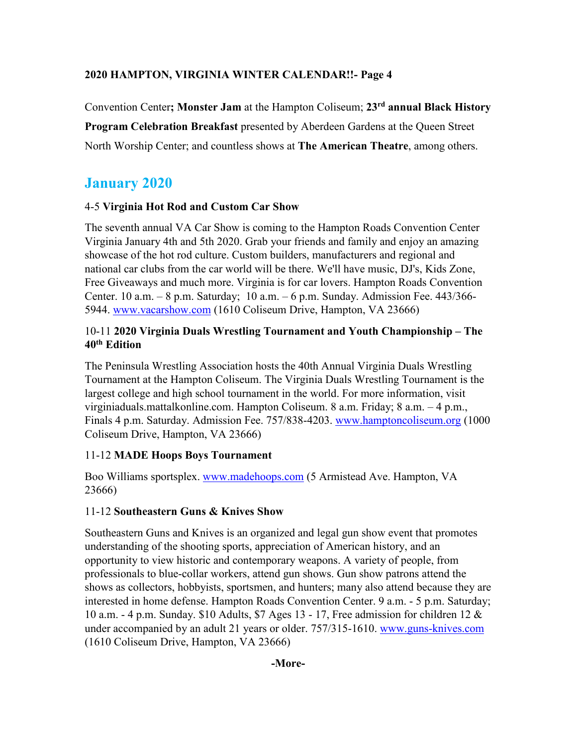Convention Center**; Monster Jam** at the Hampton Coliseum; **23rd annual Black History Program Celebration Breakfast** presented by Aberdeen Gardens at the Queen Street North Worship Center; and countless shows at **The American Theatre**, among others.

## January 2020

### 4-5 **Virginia Hot Rod and Custom Car Show**

The seventh annual VA Car Show is coming to the Hampton Roads Convention Center Virginia January 4th and 5th 2020. Grab your friends and family and enjoy an amazing showcase of the hot rod culture. Custom builders, manufacturers and regional and national car clubs from the car world will be there. We'll have music, DJ's, Kids Zone, Free Giveaways and much more. Virginia is for car lovers. Hampton Roads Convention Center. 10 a.m. – 8 p.m. Saturday; 10 a.m. – 6 p.m. Sunday. Admission Fee. 443/366-5944. www.vacarshow.com (1610 Coliseum Drive, Hampton, VA 23666)

### 10-11 **2020 Virginia Duals Wrestling Tournament and Youth Championship – The 40th Edition**

The Peninsula Wrestling Association hosts the 40th Annual Virginia Duals Wrestling Tournament at the Hampton Coliseum. The Virginia Duals Wrestling Tournament is the largest college and high school tournament in the world. For more information, visit virginiaduals.mattalkonline.com. Hampton Coliseum. 8 a.m. Friday; 8 a.m. – 4 p.m., Finals 4 p.m. Saturday. Admission Fee. 757/838-4203. www.hamptoncoliseum.org (1000 Coliseum Drive, Hampton, VA 23666)

### 11-12 **MADE Hoops Boys Tournament**

Boo Williams sportsplex. www.madehoops.com (5 Armistead Ave. Hampton, VA 23666)

### 11-12 **Southeastern Guns & Knives Show**

Southeastern Guns and Knives is an organized and legal gun show event that promotes understanding of the shooting sports, appreciation of American history, and an opportunity to view historic and contemporary weapons. A variety of people, from professionals to blue-collar workers, attend gun shows. Gun show patrons attend the shows as collectors, hobbyists, sportsmen, and hunters; many also attend because they are interested in home defense. Hampton Roads Convention Center. 9 a.m. - 5 p.m. Saturday; 10 a.m. - 4 p.m. Sunday. $10 Adults, $7 Ages 13 - 17, Free admission for children 12 & under accompanied by an adult 21 years or older. 757/315-1610. www.guns-knives.com (1610 Coliseum Drive, Hampton, VA 23666)

**-More-**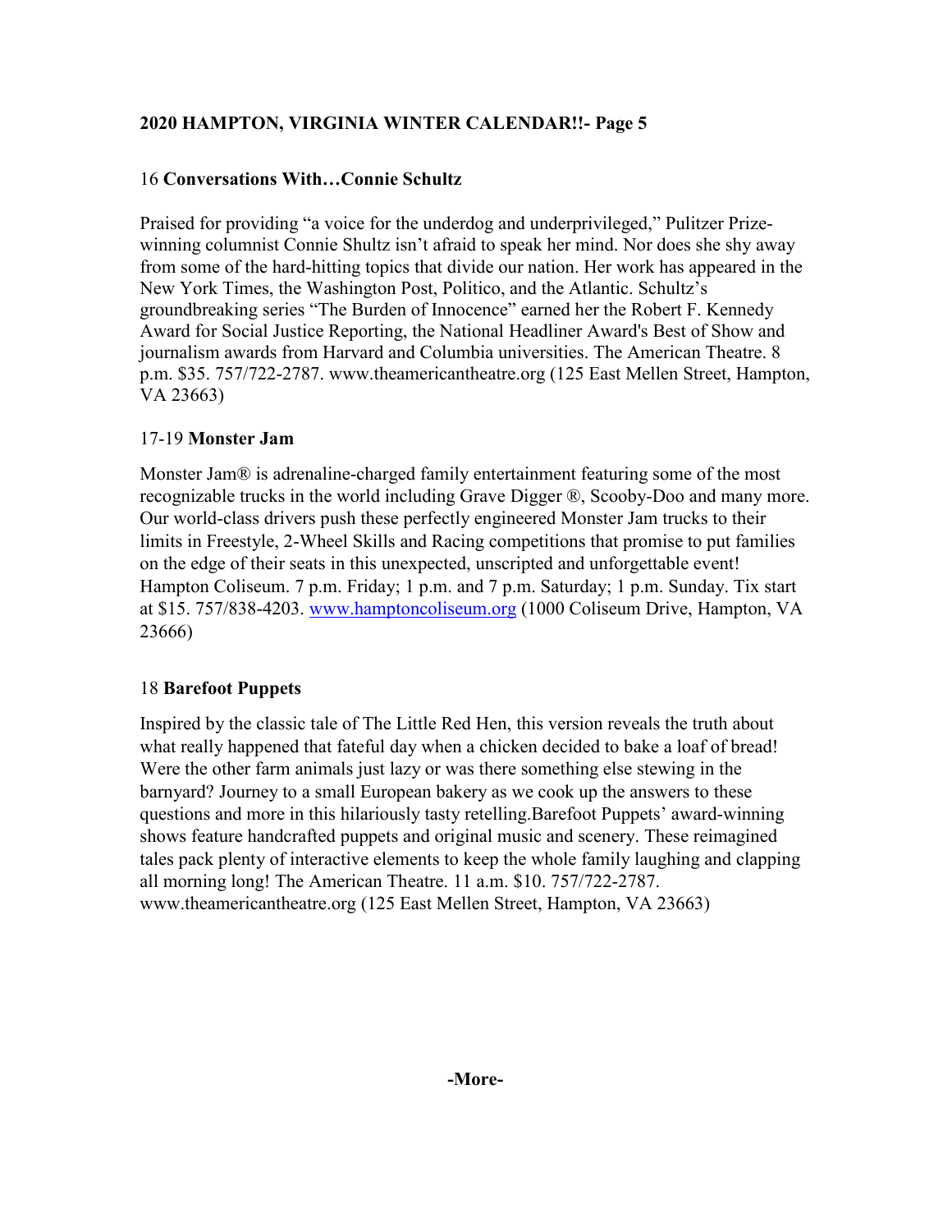**2020 HAMPTON, VIRGINIA WINTER CALENDAR!!- Page 5**

16 **Conversations With…Connie Schultz**

Praised for providing "a voice for the underdog and underprivileged," Pulitzer Prize-winning columnist Connie Shultz isn't afraid to speak her mind. Nor does she shy away from some of the hard-hitting topics that divide our nation. Her work has appeared in the New York Times, the Washington Post, Politico, and the Atlantic. Schultz's groundbreaking series "The Burden of Innocence" earned her the Robert F. Kennedy Award for Social Justice Reporting, the National Headliner Award's Best of Show and journalism awards from Harvard and Columbia universities. The American Theatre. 8 p.m. $35. 757/722-2787. www.theamericantheatre.org (125 East Mellen Street, Hampton, VA 23663)

17-19 **Monster Jam**

Monster Jam® is adrenaline-charged family entertainment featuring some of the most recognizable trucks in the world including Grave Digger ®, Scooby-Doo and many more. Our world-class drivers push these perfectly engineered Monster Jam trucks to their limits in Freestyle, 2-Wheel Skills and Racing competitions that promise to put families on the edge of their seats in this unexpected, unscripted and unforgettable event! Hampton Coliseum. 7 p.m. Friday; 1 p.m. and 7 p.m. Saturday; 1 p.m. Sunday. Tix start at $15. 757/838-4203. [www.hamptoncoliseum.org](http://www.hamptoncoliseum.org) (1000 Coliseum Drive, Hampton, VA 23666)

18 **Barefoot Puppets**

Inspired by the classic tale of The Little Red Hen, this version reveals the truth about what really happened that fateful day when a chicken decided to bake a loaf of bread! Were the other farm animals just lazy or was there something else stewing in the barnyard? Journey to a small European bakery as we cook up the answers to these questions and more in this hilariously tasty retelling.Barefoot Puppets' award-winning shows feature handcrafted puppets and original music and scenery. These reimagined tales pack plenty of interactive elements to keep the whole family laughing and clapping all morning long! The American Theatre. 11 a.m. $10. 757/722-2787. www.theamericantheatre.org (125 East Mellen Street, Hampton, VA 23663)

**-More-**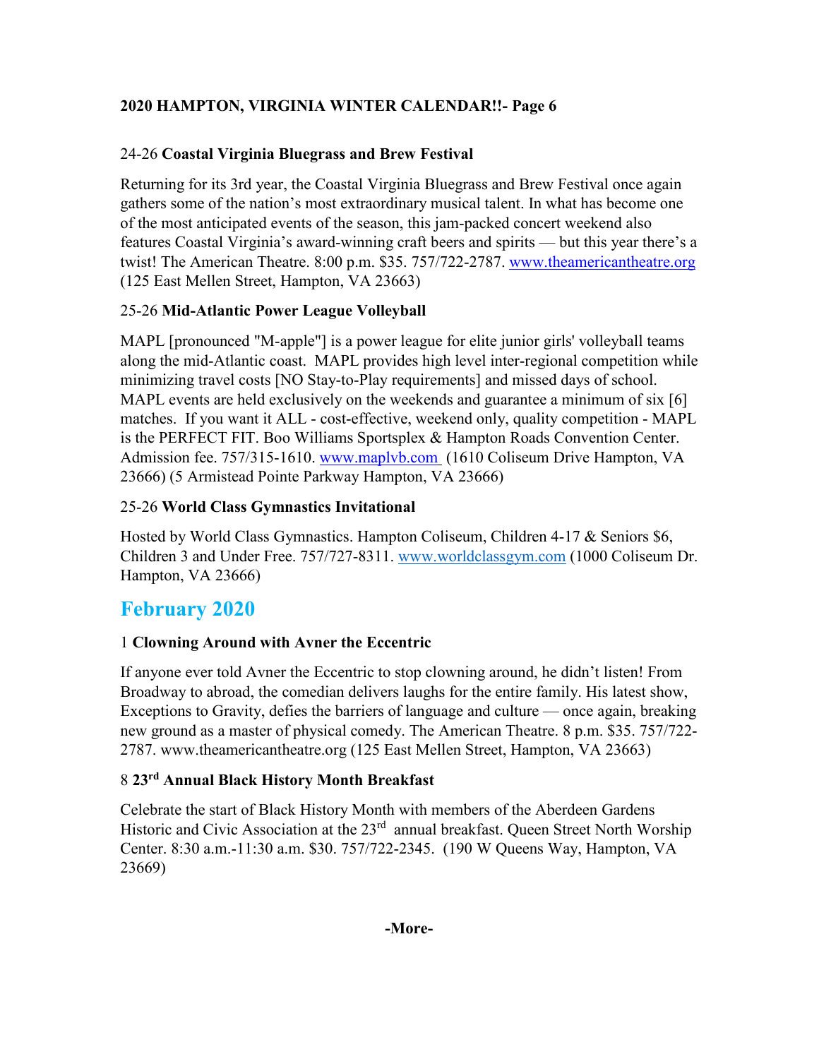24-26 **Coastal Virginia Bluegrass and Brew Festival**

Returning for its 3rd year, the Coastal Virginia Bluegrass and Brew Festival once again gathers some of the nation's most extraordinary musical talent. In what has become one of the most anticipated events of the season, this jam-packed concert weekend also features Coastal Virginia's award-winning craft beers and spirits — but this year there's a twist! The American Theatre. 8:00 p.m. $35. 757/722-2787. www.theamericantheatre.org (125 East Mellen Street, Hampton, VA 23663)

25-26 **Mid-Atlantic Power League Volleyball**

MAPL [pronounced "M-apple"] is a power league for elite junior girls' volleyball teams along the mid-Atlantic coast. MAPL provides high level inter-regional competition while minimizing travel costs [NO Stay-to-Play requirements] and missed days of school. MAPL events are held exclusively on the weekends and guarantee a minimum of six [6] matches. If you want it ALL - cost-effective, weekend only, quality competition - MAPL is the PERFECT FIT. Boo Williams Sportsplex & Hampton Roads Convention Center. Admission fee. 757/315-1610. www.maplvb.com (1610 Coliseum Drive Hampton, VA 23666) (5 Armistead Pointe Parkway Hampton, VA 23666)

25-26 **World Class Gymnastics Invitational**

Hosted by World Class Gymnastics. Hampton Coliseum, Children 4-17 & Seniors $6, Children 3 and Under Free. 757/727-8311. www.worldclassgym.com (1000 Coliseum Dr. Hampton, VA 23666)

## February 2020

1 **Clowning Around with Avner the Eccentric**

If anyone ever told Avner the Eccentric to stop clowning around, he didn't listen! From Broadway to abroad, the comedian delivers laughs for the entire family. His latest show, Exceptions to Gravity, defies the barriers of language and culture — once again, breaking new ground as a master of physical comedy. The American Theatre. 8 p.m. $35. 757/722-2787. www.theamericantheatre.org (125 East Mellen Street, Hampton, VA 23663)

8 **23rd Annual Black History Month Breakfast**

Celebrate the start of Black History Month with members of the Aberdeen Gardens Historic and Civic Association at the 23rd annual breakfast. Queen Street North Worship Center. 8:30 a.m.-11:30 a.m. $30. 757/722-2345. (190 W Queens Way, Hampton, VA 23669)

**-More-**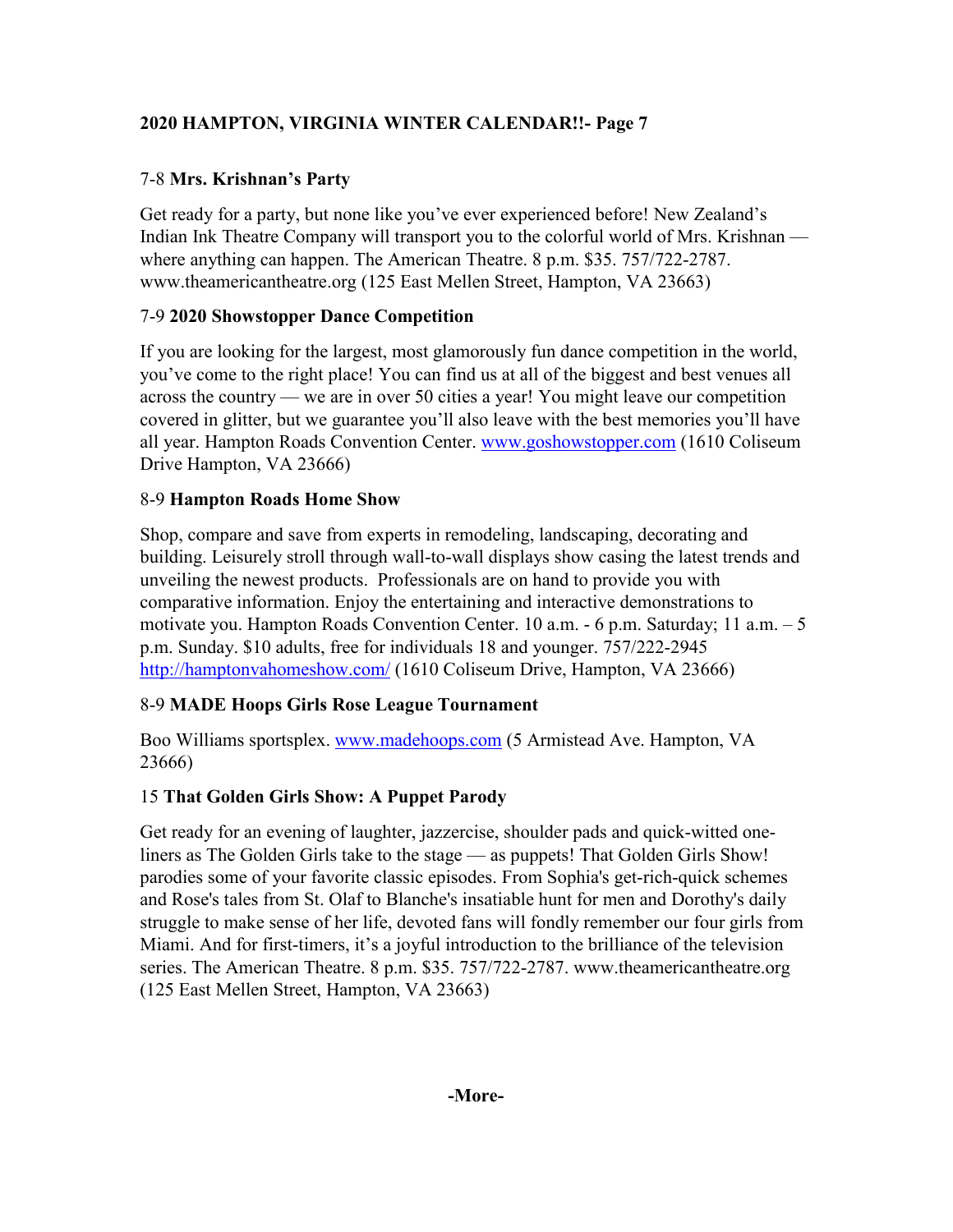**2020 HAMPTON, VIRGINIA WINTER CALENDAR!!- Page 7**

7-8 **Mrs. Krishnan's Party**

Get ready for a party, but none like you've ever experienced before! New Zealand's Indian Ink Theatre Company will transport you to the colorful world of Mrs. Krishnan — where anything can happen. The American Theatre. 8 p.m. $35. 757/722-2787. www.theamericantheatre.org (125 East Mellen Street, Hampton, VA 23663)

7-9 **2020 Showstopper Dance Competition**

If you are looking for the largest, most glamorously fun dance competition in the world, you've come to the right place! You can find us at all of the biggest and best venues all across the country — we are in over 50 cities a year! You might leave our competition covered in glitter, but we guarantee you'll also leave with the best memories you'll have all year. Hampton Roads Convention Center. www.goshowstopper.com (1610 Coliseum Drive Hampton, VA 23666)

8-9 **Hampton Roads Home Show**

Shop, compare and save from experts in remodeling, landscaping, decorating and building. Leisurely stroll through wall-to-wall displays show casing the latest trends and unveiling the newest products. Professionals are on hand to provide you with comparative information. Enjoy the entertaining and interactive demonstrations to motivate you. Hampton Roads Convention Center. 10 a.m. - 6 p.m. Saturday; 11 a.m. – 5 p.m. Sunday. $10 adults, free for individuals 18 and younger. 757/222-2945 http://hamptonvahomeshow.com/ (1610 Coliseum Drive, Hampton, VA 23666)

8-9 **MADE Hoops Girls Rose League Tournament**

Boo Williams sportsplex. www.madehoops.com (5 Armistead Ave. Hampton, VA 23666)

15 **That Golden Girls Show: A Puppet Parody**

Get ready for an evening of laughter, jazzercise, shoulder pads and quick-witted one-liners as The Golden Girls take to the stage — as puppets! That Golden Girls Show! parodies some of your favorite classic episodes. From Sophia's get-rich-quick schemes and Rose's tales from St. Olaf to Blanche's insatiable hunt for men and Dorothy's daily struggle to make sense of her life, devoted fans will fondly remember our four girls from Miami. And for first-timers, it's a joyful introduction to the brilliance of the television series. The American Theatre. 8 p.m. $35. 757/722-2787. www.theamericantheatre.org (125 East Mellen Street, Hampton, VA 23663)

**-More-**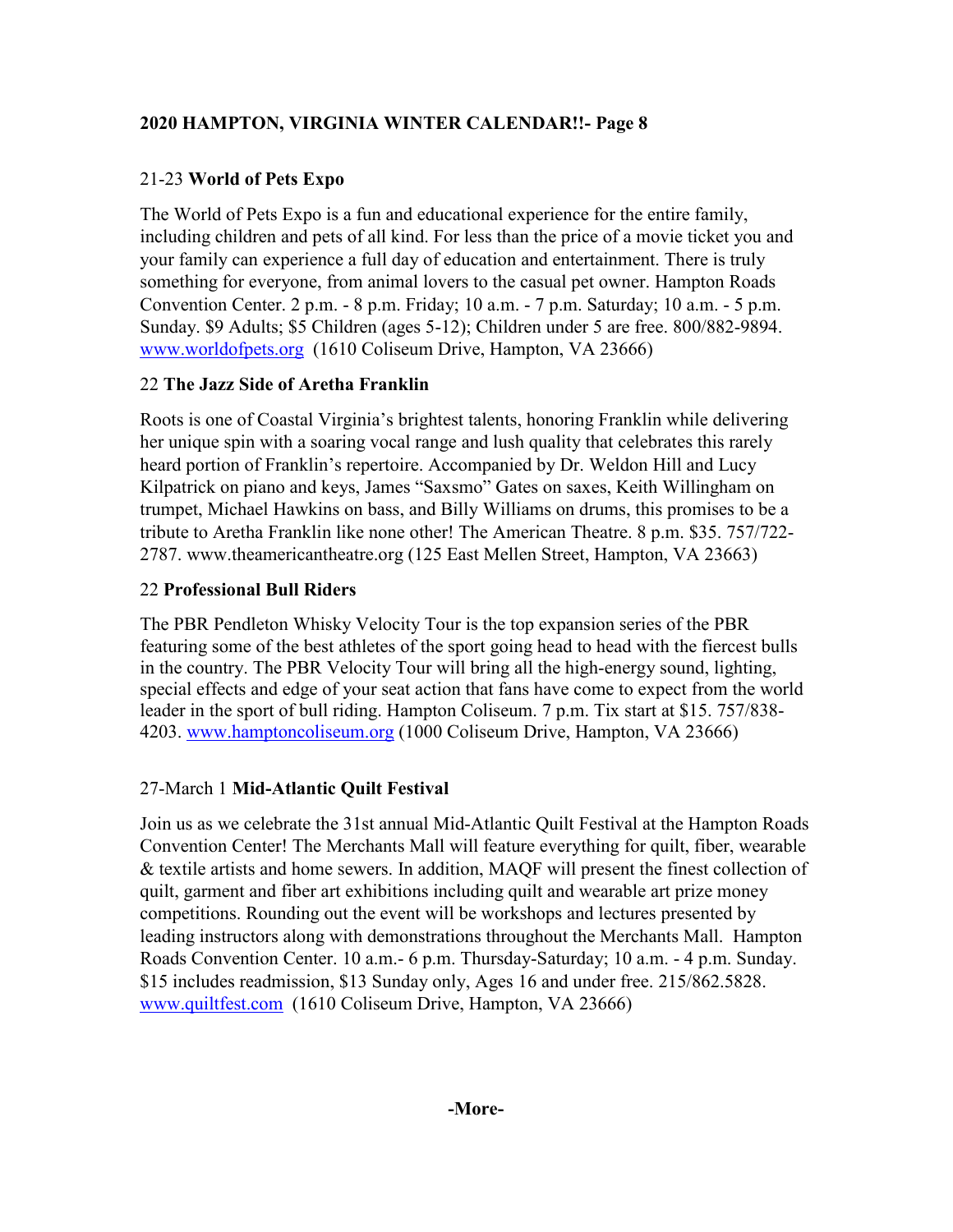**2020 HAMPTON, VIRGINIA WINTER CALENDAR!!- Page 8**

21-23 **World of Pets Expo**

The World of Pets Expo is a fun and educational experience for the entire family, including children and pets of all kind. For less than the price of a movie ticket you and your family can experience a full day of education and entertainment. There is truly something for everyone, from animal lovers to the casual pet owner. Hampton Roads Convention Center. 2 p.m. - 8 p.m. Friday; 10 a.m. - 7 p.m. Saturday; 10 a.m. - 5 p.m. Sunday. $9 Adults; $5 Children (ages 5-12); Children under 5 are free. 800/882-9894. [www.worldofpets.org](http://www.worldofpets.org) (1610 Coliseum Drive, Hampton, VA 23666)

22 **The Jazz Side of Aretha Franklin**

Roots is one of Coastal Virginia's brightest talents, honoring Franklin while delivering her unique spin with a soaring vocal range and lush quality that celebrates this rarely heard portion of Franklin's repertoire. Accompanied by Dr. Weldon Hill and Lucy Kilpatrick on piano and keys, James "Saxsmo" Gates on saxes, Keith Willingham on trumpet, Michael Hawkins on bass, and Billy Williams on drums, this promises to be a tribute to Aretha Franklin like none other! The American Theatre. 8 p.m. $35. 757/722-2787. www.theamericantheatre.org (125 East Mellen Street, Hampton, VA 23663)

22 **Professional Bull Riders**

The PBR Pendleton Whisky Velocity Tour is the top expansion series of the PBR featuring some of the best athletes of the sport going head to head with the fiercest bulls in the country. The PBR Velocity Tour will bring all the high-energy sound, lighting, special effects and edge of your seat action that fans have come to expect from the world leader in the sport of bull riding. Hampton Coliseum. 7 p.m. Tix start at $15. 757/838-4203. [www.hamptoncoliseum.org](http://www.hamptoncoliseum.org) (1000 Coliseum Drive, Hampton, VA 23666)

27-March 1 **Mid-Atlantic Quilt Festival**

Join us as we celebrate the 31st annual Mid-Atlantic Quilt Festival at the Hampton Roads Convention Center! The Merchants Mall will feature everything for quilt, fiber, wearable & textile artists and home sewers. In addition, MAQF will present the finest collection of quilt, garment and fiber art exhibitions including quilt and wearable art prize money competitions. Rounding out the event will be workshops and lectures presented by leading instructors along with demonstrations throughout the Merchants Mall. Hampton Roads Convention Center. 10 a.m.- 6 p.m. Thursday-Saturday; 10 a.m. - 4 p.m. Sunday. $15 includes readmission, $13 Sunday only, Ages 16 and under free. 215/862.5828. [www.quiltfest.com](http://www.quiltfest.com) (1610 Coliseum Drive, Hampton, VA 23666)

**-More-**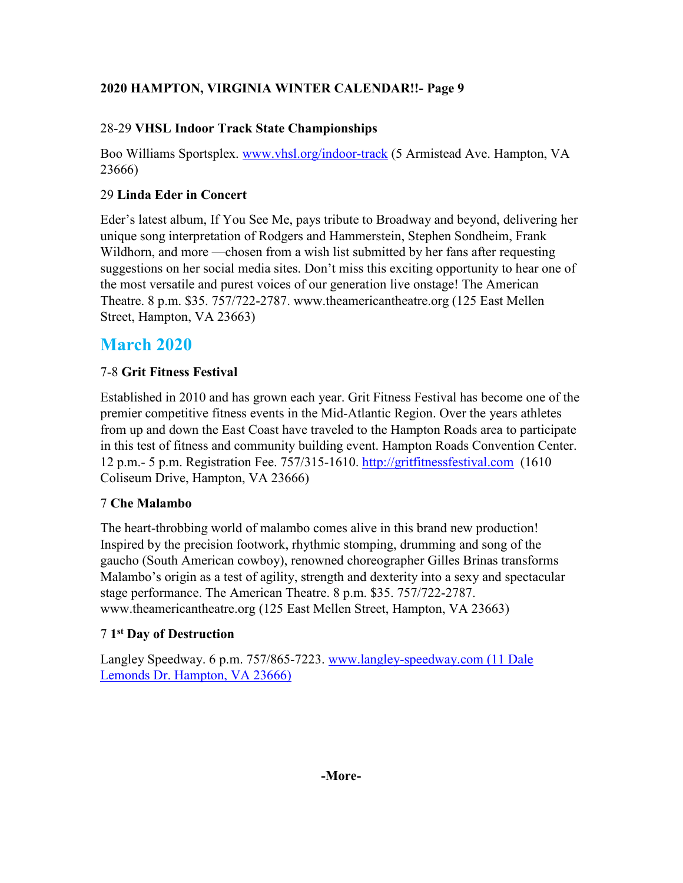28-29 **VHSL Indoor Track State Championships**

Boo Williams Sportsplex. www.vhsl.org/indoor-track (5 Armistead Ave. Hampton, VA 23666)

29 **Linda Eder in Concert**

Eder's latest album, If You See Me, pays tribute to Broadway and beyond, delivering her unique song interpretation of Rodgers and Hammerstein, Stephen Sondheim, Frank Wildhorn, and more —chosen from a wish list submitted by her fans after requesting suggestions on her social media sites. Don't miss this exciting opportunity to hear one of the most versatile and purest voices of our generation live onstage! The American Theatre. 8 p.m. $35. 757/722-2787. www.theamericantheatre.org (125 East Mellen Street, Hampton, VA 23663)

## March 2020

7-8 **Grit Fitness Festival**

Established in 2010 and has grown each year. Grit Fitness Festival has become one of the premier competitive fitness events in the Mid-Atlantic Region. Over the years athletes from up and down the East Coast have traveled to the Hampton Roads area to participate in this test of fitness and community building event. Hampton Roads Convention Center. 12 p.m.- 5 p.m. Registration Fee. 757/315-1610. http://gritfitnessfestival.com (1610 Coliseum Drive, Hampton, VA 23666)

7 **Che Malambo**

The heart-throbbing world of malambo comes alive in this brand new production! Inspired by the precision footwork, rhythmic stomping, drumming and song of the gaucho (South American cowboy), renowned choreographer Gilles Brinas transforms Malambo's origin as a test of agility, strength and dexterity into a sexy and spectacular stage performance. The American Theatre. 8 p.m. $35. 757/722-2787. www.theamericantheatre.org (125 East Mellen Street, Hampton, VA 23663)

7 **1st Day of Destruction**

Langley Speedway. 6 p.m. 757/865-7223. www.langley-speedway.com (11 Dale Lemonds Dr. Hampton, VA 23666)

-More-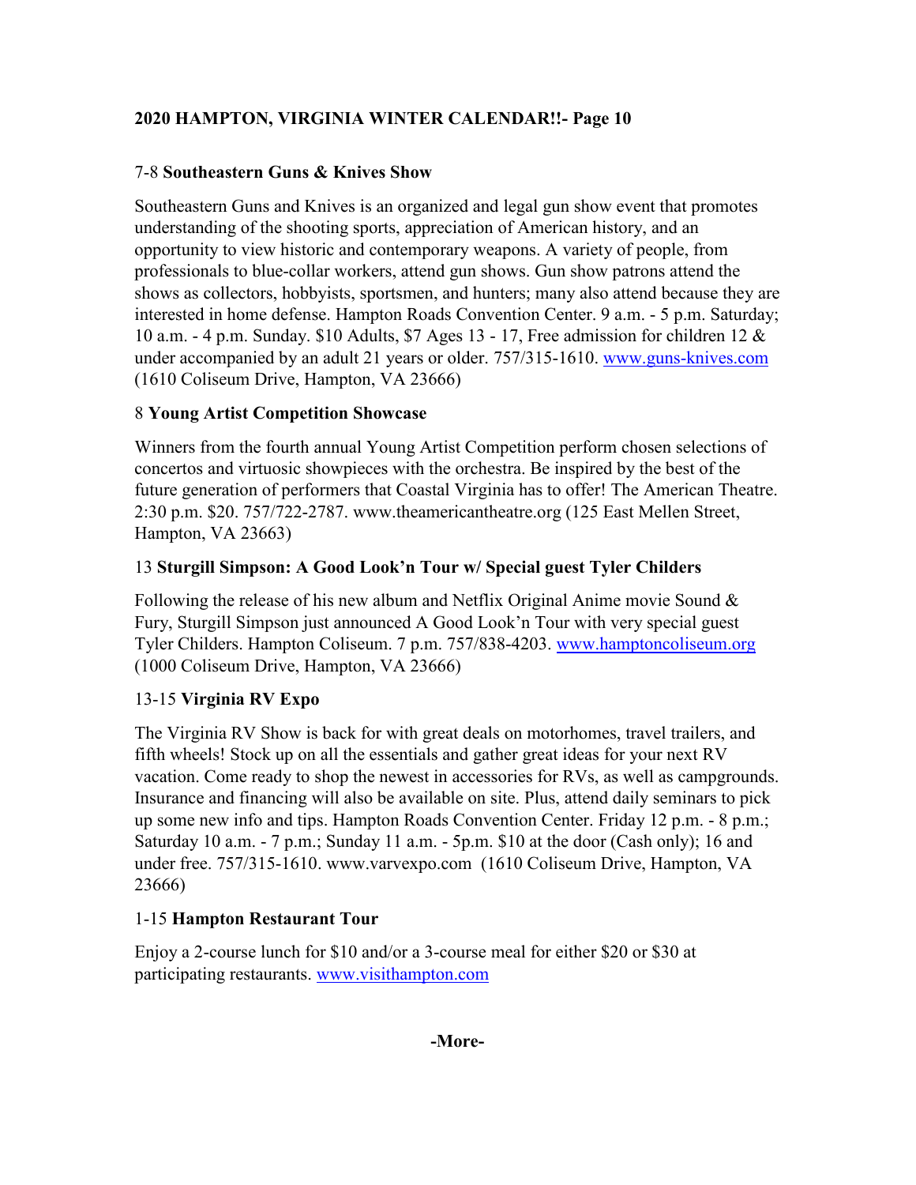**2020 HAMPTON, VIRGINIA WINTER CALENDAR!!- Page 10**

7-8 **Southeastern Guns & Knives Show**

Southeastern Guns and Knives is an organized and legal gun show event that promotes understanding of the shooting sports, appreciation of American history, and an opportunity to view historic and contemporary weapons. A variety of people, from professionals to blue-collar workers, attend gun shows. Gun show patrons attend the shows as collectors, hobbyists, sportsmen, and hunters; many also attend because they are interested in home defense. Hampton Roads Convention Center. 9 a.m. - 5 p.m. Saturday; 10 a.m. - 4 p.m. Sunday. $10 Adults, $7 Ages 13 - 17, Free admission for children 12 & under accompanied by an adult 21 years or older. 757/315-1610. www.guns-knives.com (1610 Coliseum Drive, Hampton, VA 23666)

8 **Young Artist Competition Showcase**

Winners from the fourth annual Young Artist Competition perform chosen selections of concertos and virtuosic showpieces with the orchestra. Be inspired by the best of the future generation of performers that Coastal Virginia has to offer! The American Theatre. 2:30 p.m. $20. 757/722-2787. www.theamericantheatre.org (125 East Mellen Street, Hampton, VA 23663)

13 **Sturgill Simpson: A Good Look'n Tour w/ Special guest Tyler Childers**

Following the release of his new album and Netflix Original Anime movie Sound & Fury, Sturgill Simpson just announced A Good Look'n Tour with very special guest Tyler Childers. Hampton Coliseum. 7 p.m. 757/838-4203. www.hamptoncoliseum.org (1000 Coliseum Drive, Hampton, VA 23666)

13-15 **Virginia RV Expo**

The Virginia RV Show is back for with great deals on motorhomes, travel trailers, and fifth wheels! Stock up on all the essentials and gather great ideas for your next RV vacation. Come ready to shop the newest in accessories for RVs, as well as campgrounds. Insurance and financing will also be available on site. Plus, attend daily seminars to pick up some new info and tips. Hampton Roads Convention Center. Friday 12 p.m. - 8 p.m.; Saturday 10 a.m. - 7 p.m.; Sunday 11 a.m. - 5p.m. $10 at the door (Cash only); 16 and under free. 757/315-1610. www.varvexpo.com (1610 Coliseum Drive, Hampton, VA 23666)

1-15 **Hampton Restaurant Tour**

Enjoy a 2-course lunch for $10 and/or a 3-course meal for either $20 or $30 at participating restaurants. www.visithampton.com

**-More-**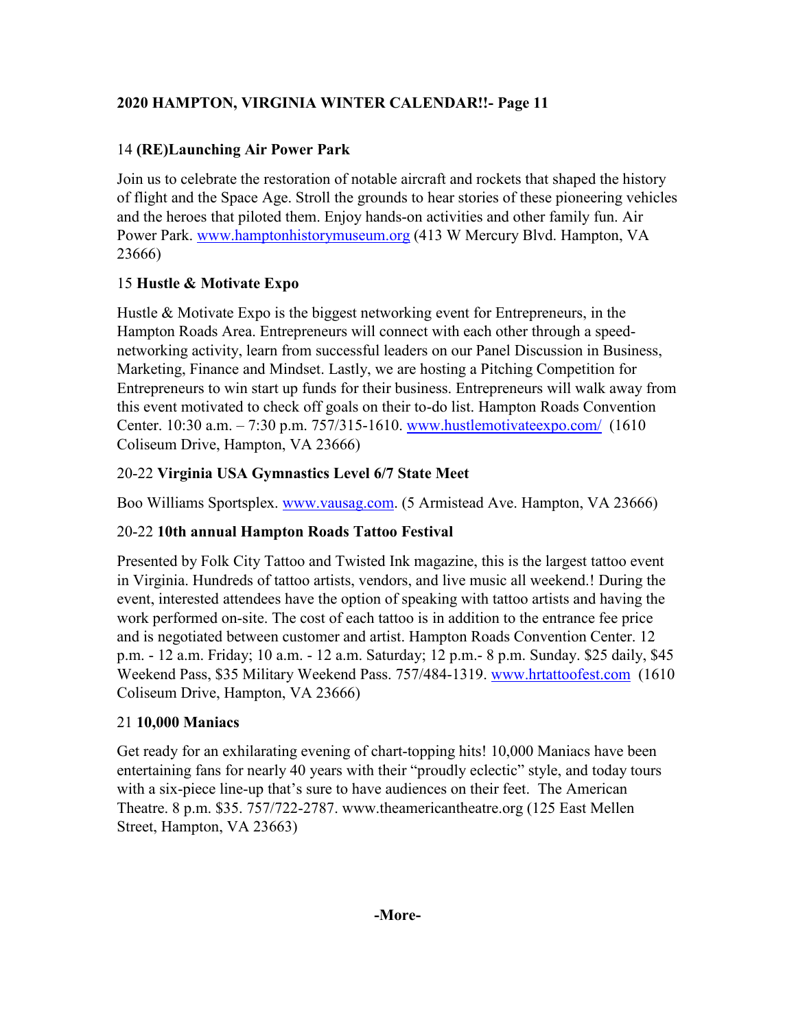**2020 HAMPTON, VIRGINIA WINTER CALENDAR!!- Page 11**

14 **(RE)Launching Air Power Park**

Join us to celebrate the restoration of notable aircraft and rockets that shaped the history of flight and the Space Age. Stroll the grounds to hear stories of these pioneering vehicles and the heroes that piloted them. Enjoy hands-on activities and other family fun. Air Power Park. www.hamptonhistorymuseum.org (413 W Mercury Blvd. Hampton, VA 23666)

15 **Hustle & Motivate Expo**

Hustle & Motivate Expo is the biggest networking event for Entrepreneurs, in the Hampton Roads Area. Entrepreneurs will connect with each other through a speed-networking activity, learn from successful leaders on our Panel Discussion in Business, Marketing, Finance and Mindset. Lastly, we are hosting a Pitching Competition for Entrepreneurs to win start up funds for their business. Entrepreneurs will walk away from this event motivated to check off goals on their to-do list. Hampton Roads Convention Center. 10:30 a.m. – 7:30 p.m. 757/315-1610. www.hustlemotivateexpo.com/ (1610 Coliseum Drive, Hampton, VA 23666)

20-22 **Virginia USA Gymnastics Level 6/7 State Meet**

Boo Williams Sportsplex. www.vausag.com. (5 Armistead Ave. Hampton, VA 23666)

20-22 **10th annual Hampton Roads Tattoo Festival**

Presented by Folk City Tattoo and Twisted Ink magazine, this is the largest tattoo event in Virginia. Hundreds of tattoo artists, vendors, and live music all weekend.! During the event, interested attendees have the option of speaking with tattoo artists and having the work performed on-site. The cost of each tattoo is in addition to the entrance fee price and is negotiated between customer and artist. Hampton Roads Convention Center. 12 p.m. - 12 a.m. Friday; 10 a.m. - 12 a.m. Saturday; 12 p.m.- 8 p.m. Sunday. $25 daily, $45 Weekend Pass, $35 Military Weekend Pass. 757/484-1319. www.hrtattoofest.com (1610 Coliseum Drive, Hampton, VA 23666)

21 **10,000 Maniacs**

Get ready for an exhilarating evening of chart-topping hits! 10,000 Maniacs have been entertaining fans for nearly 40 years with their "proudly eclectic" style, and today tours with a six-piece line-up that's sure to have audiences on their feet. The American Theatre. 8 p.m. $35. 757/722-2787. www.theamericantheatre.org (125 East Mellen Street, Hampton, VA 23663)

**-More-**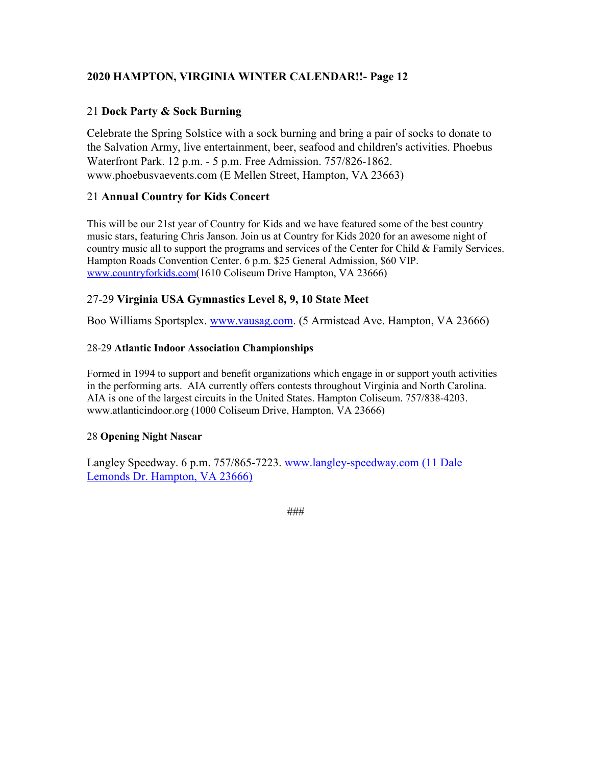**2020 HAMPTON, VIRGINIA WINTER CALENDAR!!- Page 12**

21 **Dock Party & Sock Burning**

Celebrate the Spring Solstice with a sock burning and bring a pair of socks to donate to the Salvation Army, live entertainment, beer, seafood and children's activities. Phoebus Waterfront Park. 12 p.m. - 5 p.m. Free Admission. 757/826-1862. www.phoebusvaevents.com (E Mellen Street, Hampton, VA 23663)

21 **Annual Country for Kids Concert**

This will be our 21st year of Country for Kids and we have featured some of the best country music stars, featuring Chris Janson. Join us at Country for Kids 2020 for an awesome night of country music all to support the programs and services of the Center for Child & Family Services. Hampton Roads Convention Center. 6 p.m. $25 General Admission, $60 VIP. www.countryforkids.com(1610 Coliseum Drive Hampton, VA 23666)

27-29 **Virginia USA Gymnastics Level 8, 9, 10 State Meet**

Boo Williams Sportsplex. www.vausag.com. (5 Armistead Ave. Hampton, VA 23666)

28-29 **Atlantic Indoor Association Championships**

Formed in 1994 to support and benefit organizations which engage in or support youth activities in the performing arts. AIA currently offers contests throughout Virginia and North Carolina. AIA is one of the largest circuits in the United States. Hampton Coliseum. 757/838-4203. www.atlanticindoor.org (1000 Coliseum Drive, Hampton, VA 23666)

28 **Opening Night Nascar**

Langley Speedway. 6 p.m. 757/865-7223. www.langley-speedway.com (11 Dale Lemonds Dr. Hampton, VA 23666)

###